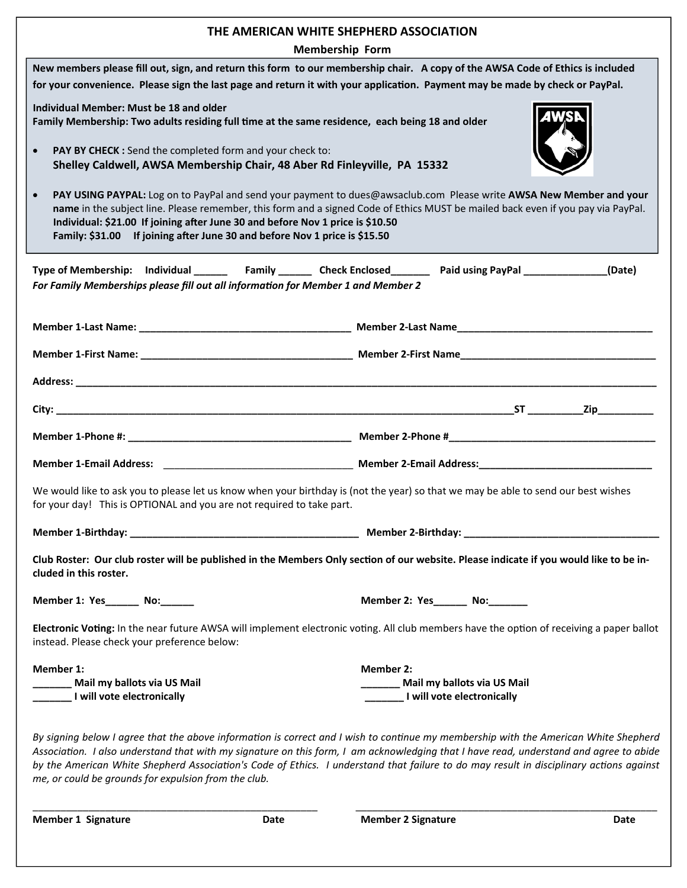# THE AMERICAN WHITE SHEPHERD ASSOCIATION

## Membership Form

**New members please fill out, sign, and return this form to our membership chair. A copy of the AWSA Code of Ethics is included for your convenience. Please sign the last page and return it with your application. Payment may be made by check or PayPal.**

**Individual Member: Must be 18 and older**
**Family Membership: Two adults residing full time at the same residence, each being 18 and older**

- **PAY BY CHECK :** Send the completed form and your check to:
  **Shelley Caldwell, AWSA Membership Chair, 48 Aber Rd Finleyville, PA 15332**
- **PAY USING PAYPAL:** Log on to PayPal and send your payment to dues@awsaclub.com Please write **AWSA New Member and your name** in the subject line. Please remember, this form and a signed Code of Ethics MUST be mailed back even if you pay via PayPal.
  **Individual: $21.00 If joining after June 30 and before Nov 1 price is $10.50**
  **Family: $31.00 If joining after June 30 and before Nov 1 price is $15.50**

**Type of Membership: Individual ______ Family ______ Check Enclosed_______ Paid using PayPal _______________(Date)**
*For Family Memberships please fill out all information for Member 1 and Member 2*

**Member 1-Last Name: ______________________________________ Member 2-Last Name___________________________________**

**Member 1-First Name: ______________________________________ Member 2-First Name___________________________________**

**Address: ____________________________________________________________________________________________________**

**City: ____________________________________________________________________________ST __________Zip__________**

**Member 1-Phone #: ________________________________________ Member 2-Phone #_____________________________________**

**Member 1-Email Address: __________________________________ Member 2-Email Address:_______________________________**

We would like to ask you to please let us know when your birthday is (not the year) so that we may be able to send our best wishes for your day! This is OPTIONAL and you are not required to take part.

**Member 1-Birthday: _________________________________________ Member 2-Birthday: ___________________________________**

**Club Roster: Our club roster will be published in the Members Only section of our website. Please indicate if you would like to be included in this roster.**

**Member 1: Yes______ No:______** **Member 2: Yes______ No:_______**

**Electronic Voting:** In the near future AWSA will implement electronic voting. All club members have the option of receiving a paper ballot instead. Please check your preference below:

**Member 1:**
**_______ Mail my ballots via US Mail**
**_______ I will vote electronically**

**Member 2:**
**_______ Mail my ballots via US Mail**
**_______ I will vote electronically**

*By signing below I agree that the above information is correct and I wish to continue my membership with the American White Shepherd Association. I also understand that with my signature on this form, I am acknowledging that I have read, understand and agree to abide by the American White Shepherd Association's Code of Ethics. I understand that failure to do may result in disciplinary actions against me, or could be grounds for expulsion from the club.*

_____________________________________________________ _____________________________________________________

**Member 1 Signature Date** **Member 2 Signature Date**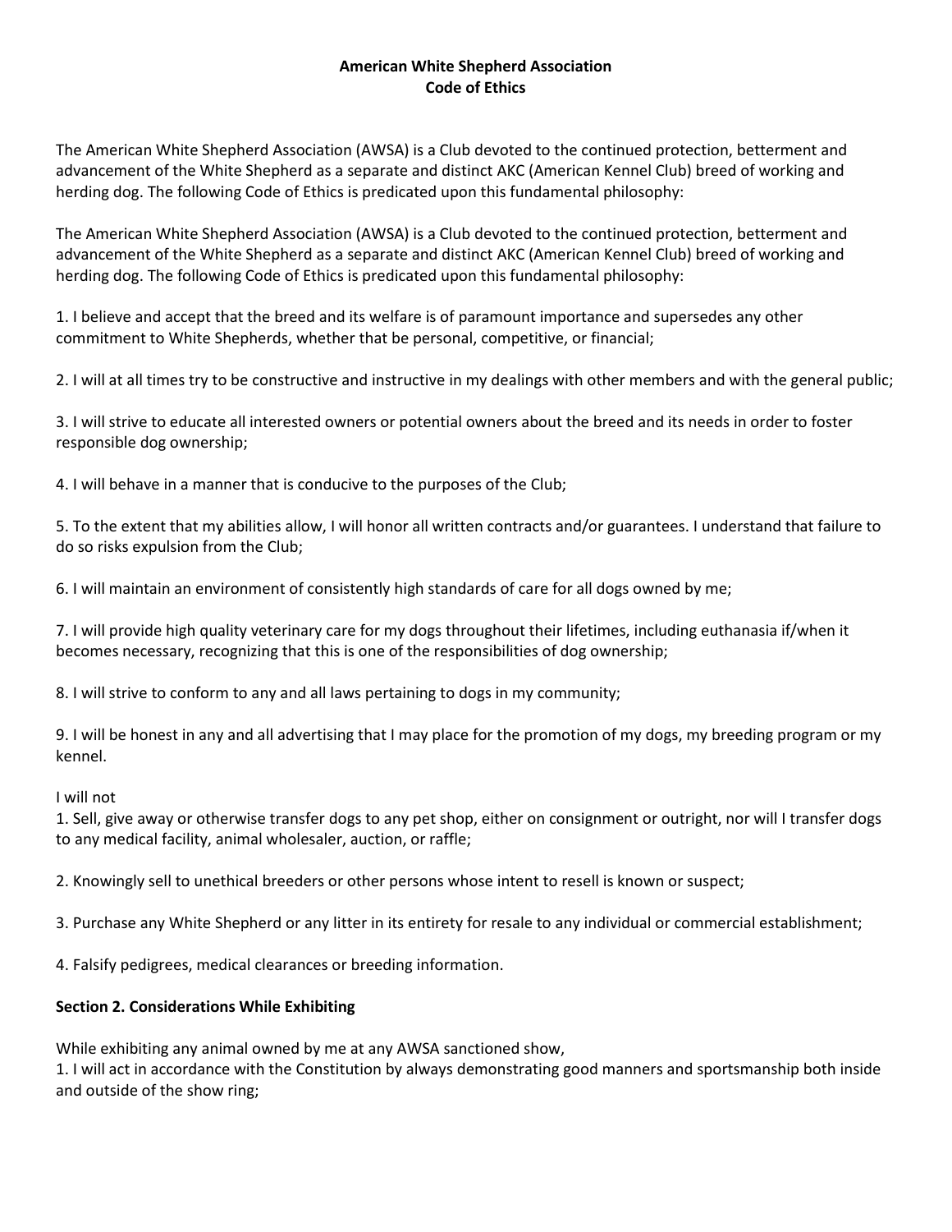**American White Shepherd Association**
**Code of Ethics**

The American White Shepherd Association (AWSA) is a Club devoted to the continued protection, betterment and advancement of the White Shepherd as a separate and distinct AKC (American Kennel Club) breed of working and herding dog. The following Code of Ethics is predicated upon this fundamental philosophy:

The American White Shepherd Association (AWSA) is a Club devoted to the continued protection, betterment and advancement of the White Shepherd as a separate and distinct AKC (American Kennel Club) breed of working and herding dog. The following Code of Ethics is predicated upon this fundamental philosophy:

1. I believe and accept that the breed and its welfare is of paramount importance and supersedes any other commitment to White Shepherds, whether that be personal, competitive, or financial;

2. I will at all times try to be constructive and instructive in my dealings with other members and with the general public;

3. I will strive to educate all interested owners or potential owners about the breed and its needs in order to foster responsible dog ownership;

4. I will behave in a manner that is conducive to the purposes of the Club;

5. To the extent that my abilities allow, I will honor all written contracts and/or guarantees. I understand that failure to do so risks expulsion from the Club;

6. I will maintain an environment of consistently high standards of care for all dogs owned by me;

7. I will provide high quality veterinary care for my dogs throughout their lifetimes, including euthanasia if/when it becomes necessary, recognizing that this is one of the responsibilities of dog ownership;

8. I will strive to conform to any and all laws pertaining to dogs in my community;

9. I will be honest in any and all advertising that I may place for the promotion of my dogs, my breeding program or my kennel.

I will not

1. Sell, give away or otherwise transfer dogs to any pet shop, either on consignment or outright, nor will I transfer dogs to any medical facility, animal wholesaler, auction, or raffle;

2. Knowingly sell to unethical breeders or other persons whose intent to resell is known or suspect;

3. Purchase any White Shepherd or any litter in its entirety for resale to any individual or commercial establishment;

4. Falsify pedigrees, medical clearances or breeding information.

**Section 2. Considerations While Exhibiting**

While exhibiting any animal owned by me at any AWSA sanctioned show,

1. I will act in accordance with the Constitution by always demonstrating good manners and sportsmanship both inside and outside of the show ring;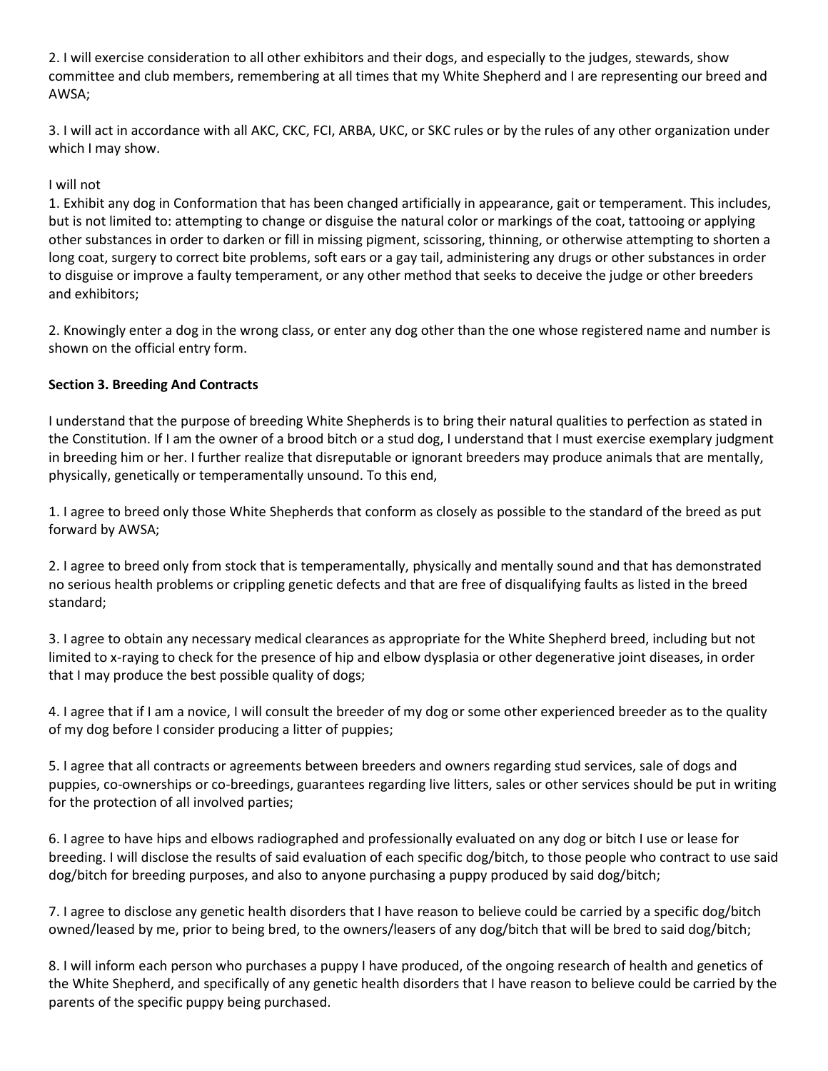2. I will exercise consideration to all other exhibitors and their dogs, and especially to the judges, stewards, show committee and club members, remembering at all times that my White Shepherd and I are representing our breed and AWSA;

3. I will act in accordance with all AKC, CKC, FCI, ARBA, UKC, or SKC rules or by the rules of any other organization under which I may show.

I will not

1. Exhibit any dog in Conformation that has been changed artificially in appearance, gait or temperament. This includes, but is not limited to: attempting to change or disguise the natural color or markings of the coat, tattooing or applying other substances in order to darken or fill in missing pigment, scissoring, thinning, or otherwise attempting to shorten a long coat, surgery to correct bite problems, soft ears or a gay tail, administering any drugs or other substances in order to disguise or improve a faulty temperament, or any other method that seeks to deceive the judge or other breeders and exhibitors;

2. Knowingly enter a dog in the wrong class, or enter any dog other than the one whose registered name and number is shown on the official entry form.

**Section 3. Breeding And Contracts**

I understand that the purpose of breeding White Shepherds is to bring their natural qualities to perfection as stated in the Constitution. If I am the owner of a brood bitch or a stud dog, I understand that I must exercise exemplary judgment in breeding him or her. I further realize that disreputable or ignorant breeders may produce animals that are mentally, physically, genetically or temperamentally unsound. To this end,

1. I agree to breed only those White Shepherds that conform as closely as possible to the standard of the breed as put forward by AWSA;

2. I agree to breed only from stock that is temperamentally, physically and mentally sound and that has demonstrated no serious health problems or crippling genetic defects and that are free of disqualifying faults as listed in the breed standard;

3. I agree to obtain any necessary medical clearances as appropriate for the White Shepherd breed, including but not limited to x-raying to check for the presence of hip and elbow dysplasia or other degenerative joint diseases, in order that I may produce the best possible quality of dogs;

4. I agree that if I am a novice, I will consult the breeder of my dog or some other experienced breeder as to the quality of my dog before I consider producing a litter of puppies;

5. I agree that all contracts or agreements between breeders and owners regarding stud services, sale of dogs and puppies, co-ownerships or co-breedings, guarantees regarding live litters, sales or other services should be put in writing for the protection of all involved parties;

6. I agree to have hips and elbows radiographed and professionally evaluated on any dog or bitch I use or lease for breeding. I will disclose the results of said evaluation of each specific dog/bitch, to those people who contract to use said dog/bitch for breeding purposes, and also to anyone purchasing a puppy produced by said dog/bitch;

7. I agree to disclose any genetic health disorders that I have reason to believe could be carried by a specific dog/bitch owned/leased by me, prior to being bred, to the owners/leasers of any dog/bitch that will be bred to said dog/bitch;

8. I will inform each person who purchases a puppy I have produced, of the ongoing research of health and genetics of the White Shepherd, and specifically of any genetic health disorders that I have reason to believe could be carried by the parents of the specific puppy being purchased.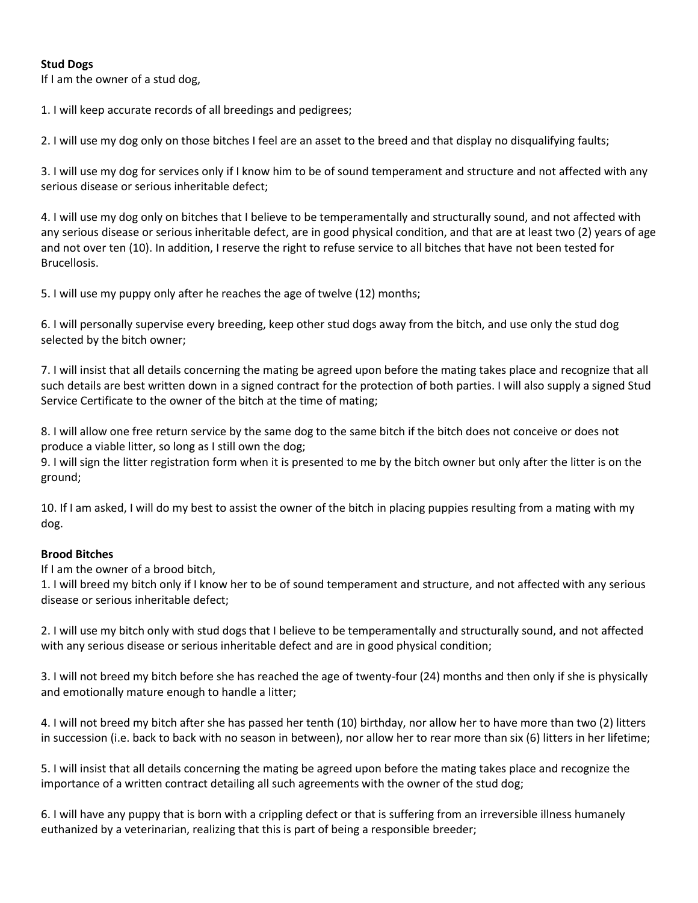**Stud Dogs**

If I am the owner of a stud dog,

1. I will keep accurate records of all breedings and pedigrees;

2. I will use my dog only on those bitches I feel are an asset to the breed and that display no disqualifying faults;

3. I will use my dog for services only if I know him to be of sound temperament and structure and not affected with any serious disease or serious inheritable defect;

4. I will use my dog only on bitches that I believe to be temperamentally and structurally sound, and not affected with any serious disease or serious inheritable defect, are in good physical condition, and that are at least two (2) years of age and not over ten (10). In addition, I reserve the right to refuse service to all bitches that have not been tested for Brucellosis.

5. I will use my puppy only after he reaches the age of twelve (12) months;

6. I will personally supervise every breeding, keep other stud dogs away from the bitch, and use only the stud dog selected by the bitch owner;

7. I will insist that all details concerning the mating be agreed upon before the mating takes place and recognize that all such details are best written down in a signed contract for the protection of both parties. I will also supply a signed Stud Service Certificate to the owner of the bitch at the time of mating;

8. I will allow one free return service by the same dog to the same bitch if the bitch does not conceive or does not produce a viable litter, so long as I still own the dog;
9. I will sign the litter registration form when it is presented to me by the bitch owner but only after the litter is on the ground;

10. If I am asked, I will do my best to assist the owner of the bitch in placing puppies resulting from a mating with my dog.

**Brood Bitches**

If I am the owner of a brood bitch,
1. I will breed my bitch only if I know her to be of sound temperament and structure, and not affected with any serious disease or serious inheritable defect;

2. I will use my bitch only with stud dogs that I believe to be temperamentally and structurally sound, and not affected with any serious disease or serious inheritable defect and are in good physical condition;

3. I will not breed my bitch before she has reached the age of twenty-four (24) months and then only if she is physically and emotionally mature enough to handle a litter;

4. I will not breed my bitch after she has passed her tenth (10) birthday, nor allow her to have more than two (2) litters in succession (i.e. back to back with no season in between), nor allow her to rear more than six (6) litters in her lifetime;

5. I will insist that all details concerning the mating be agreed upon before the mating takes place and recognize the importance of a written contract detailing all such agreements with the owner of the stud dog;

6. I will have any puppy that is born with a crippling defect or that is suffering from an irreversible illness humanely euthanized by a veterinarian, realizing that this is part of being a responsible breeder;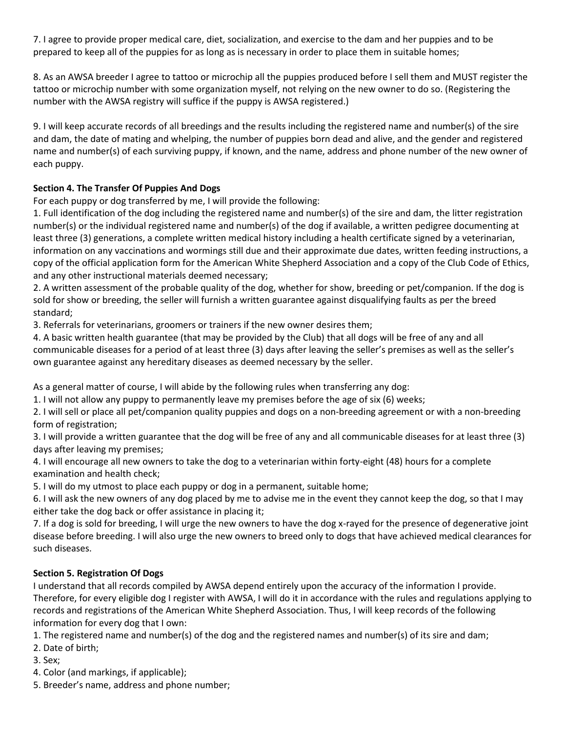7. I agree to provide proper medical care, diet, socialization, and exercise to the dam and her puppies and to be prepared to keep all of the puppies for as long as is necessary in order to place them in suitable homes;

8. As an AWSA breeder I agree to tattoo or microchip all the puppies produced before I sell them and MUST register the tattoo or microchip number with some organization myself, not relying on the new owner to do so. (Registering the number with the AWSA registry will suffice if the puppy is AWSA registered.)

9. I will keep accurate records of all breedings and the results including the registered name and number(s) of the sire and dam, the date of mating and whelping, the number of puppies born dead and alive, and the gender and registered name and number(s) of each surviving puppy, if known, and the name, address and phone number of the new owner of each puppy.

**Section 4. The Transfer Of Puppies And Dogs**

For each puppy or dog transferred by me, I will provide the following:

1. Full identification of the dog including the registered name and number(s) of the sire and dam, the litter registration number(s) or the individual registered name and number(s) of the dog if available, a written pedigree documenting at least three (3) generations, a complete written medical history including a health certificate signed by a veterinarian, information on any vaccinations and wormings still due and their approximate due dates, written feeding instructions, a copy of the official application form for the American White Shepherd Association and a copy of the Club Code of Ethics, and any other instructional materials deemed necessary;
2. A written assessment of the probable quality of the dog, whether for show, breeding or pet/companion. If the dog is sold for show or breeding, the seller will furnish a written guarantee against disqualifying faults as per the breed standard;
3. Referrals for veterinarians, groomers or trainers if the new owner desires them;
4. A basic written health guarantee (that may be provided by the Club) that all dogs will be free of any and all communicable diseases for a period of at least three (3) days after leaving the seller's premises as well as the seller's own guarantee against any hereditary diseases as deemed necessary by the seller.

As a general matter of course, I will abide by the following rules when transferring any dog:

1. I will not allow any puppy to permanently leave my premises before the age of six (6) weeks;
2. I will sell or place all pet/companion quality puppies and dogs on a non-breeding agreement or with a non-breeding form of registration;
3. I will provide a written guarantee that the dog will be free of any and all communicable diseases for at least three (3) days after leaving my premises;
4. I will encourage all new owners to take the dog to a veterinarian within forty-eight (48) hours for a complete examination and health check;
5. I will do my utmost to place each puppy or dog in a permanent, suitable home;
6. I will ask the new owners of any dog placed by me to advise me in the event they cannot keep the dog, so that I may either take the dog back or offer assistance in placing it;
7. If a dog is sold for breeding, I will urge the new owners to have the dog x-rayed for the presence of degenerative joint disease before breeding. I will also urge the new owners to breed only to dogs that have achieved medical clearances for such diseases.

**Section 5. Registration Of Dogs**

I understand that all records compiled by AWSA depend entirely upon the accuracy of the information I provide. Therefore, for every eligible dog I register with AWSA, I will do it in accordance with the rules and regulations applying to records and registrations of the American White Shepherd Association. Thus, I will keep records of the following information for every dog that I own:

1. The registered name and number(s) of the dog and the registered names and number(s) of its sire and dam;
2. Date of birth;
3. Sex;
4. Color (and markings, if applicable);
5. Breeder's name, address and phone number;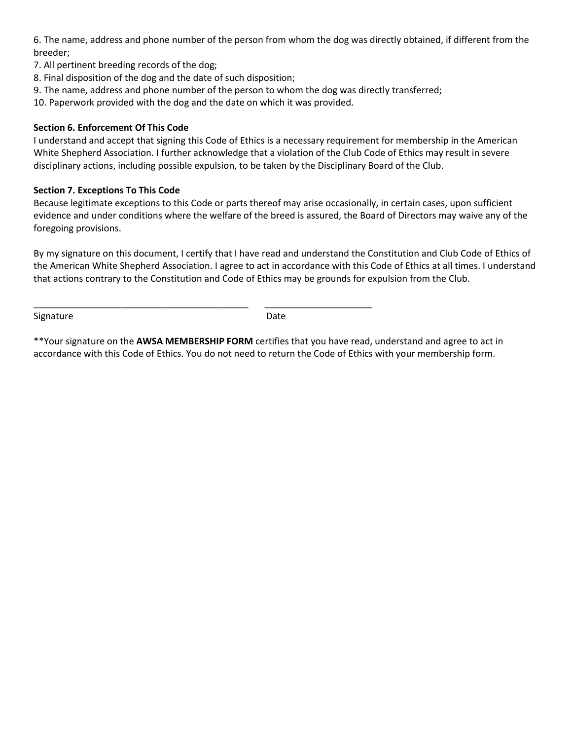6. The name, address and phone number of the person from whom the dog was directly obtained, if different from the breeder;
7. All pertinent breeding records of the dog;
8. Final disposition of the dog and the date of such disposition;
9. The name, address and phone number of the person to whom the dog was directly transferred;
10. Paperwork provided with the dog and the date on which it was provided.

**Section 6. Enforcement Of This Code**

I understand and accept that signing this Code of Ethics is a necessary requirement for membership in the American White Shepherd Association. I further acknowledge that a violation of the Club Code of Ethics may result in severe disciplinary actions, including possible expulsion, to be taken by the Disciplinary Board of the Club.

**Section 7. Exceptions To This Code**

Because legitimate exceptions to this Code or parts thereof may arise occasionally, in certain cases, upon sufficient evidence and under conditions where the welfare of the breed is assured, the Board of Directors may waive any of the foregoing provisions.

By my signature on this document, I certify that I have read and understand the Constitution and Club Code of Ethics of the American White Shepherd Association. I agree to act in accordance with this Code of Ethics at all times. I understand that actions contrary to the Constitution and Code of Ethics may be grounds for expulsion from the Club.

\_\_\_\_\_\_\_\_\_\_\_\_\_\_\_\_\_\_\_\_\_\_\_\_\_\_\_\_\_\_\_\_\_\_\_\_\_\_\_\_\_\_ \_\_\_\_\_\_\_\_\_\_\_\_\_\_\_\_\_\_\_\_\_\_

Signature Date

**Your signature on the **AWSA MEMBERSHIP FORM** certifies that you have read, understand and agree to act in accordance with this Code of Ethics. You do not need to return the Code of Ethics with your membership form.